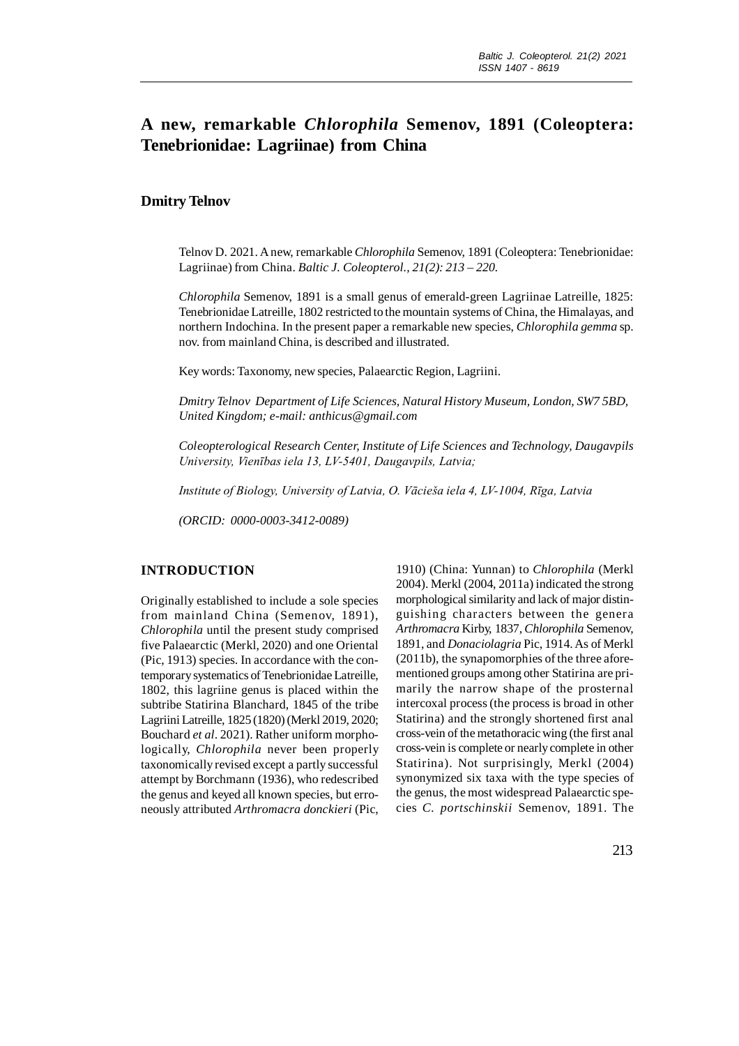# A new, remarkable *Chlorophila* Semenov, 1891 (Coleoptera: Tenebrionidae: Lagriinae) from China

**Dmitry Telnov**

Telnov D. 2021. A new, remarkable *Chlorophila* Semenov, 1891 (Coleoptera: Tenebrionidae: Lagriinae) from China. *Baltic J. Coleopterol., 21(2): 213 – 220.*

*Chlorophila* Semenov, 1891 is a small genus of emerald-green Lagriinae Latreille, 1825: Tenebrionidae Latreille, 1802 restricted to the mountain systems of China, the Himalayas, and northern Indochina. In the present paper a remarkable new species, *Chlorophila gemma* sp. nov. from mainland China, is described and illustrated.

Key words: Taxonomy, new species, Palaearctic Region, Lagriini.

*Dmitry Telnov Department of Life Sciences, Natural History Museum, London, SW7 5BD, United Kingdom; e-mail: anthicus@gmail.com*

*Coleopterological Research Center, Institute of Life Sciences and Technology, Daugavpils University, Vienības iela 13, LV-5401, Daugavpils, Latvia;*

*Institute of Biology, University of Latvia, O. Vācieša iela 4, LV-1004, Rīga, Latvia*

*(ORCID: 0000-0003-3412-0089)*

## INTRODUCTION

Originally established to include a sole species from mainland China (Semenov, 1891), *Chlorophila* until the present study comprised five Palaearctic (Merkl, 2020) and one Oriental (Pic, 1913) species. In accordance with the contemporary systematics of Tenebrionidae Latreille, 1802, this lagriine genus is placed within the subtribe Statirina Blanchard, 1845 of the tribe Lagriini Latreille, 1825 (1820) (Merkl 2019, 2020; Bouchard *et al*. 2021). Rather uniform morphologically, *Chlorophila* never been properly taxonomically revised except a partly successful attempt by Borchmann (1936), who redescribed the genus and keyed all known species, but erroneously attributed *Arthromacra donckieri* (Pic, 1910) (China: Yunnan) to *Chlorophila* (Merkl 2004). Merkl (2004, 2011a) indicated the strong morphological similarity and lack of major distinguishing characters between the genera *Arthromacra* Kirby, 1837, *Chlorophila* Semenov, 1891, and *Donaciolagria* Pic, 1914. As of Merkl (2011b), the synapomorphies of the three aforementioned groups among other Statirina are primarily the narrow shape of the prosternal intercoxal process (the process is broad in other Statirina) and the strongly shortened first anal cross-vein of the metathoracic wing (the first anal cross-vein is complete or nearly complete in other Statirina). Not surprisingly, Merkl (2004) synonymized six taxa with the type species of the genus, the most widespread Palaearctic species *C. portschinskii* Semenov, 1891. The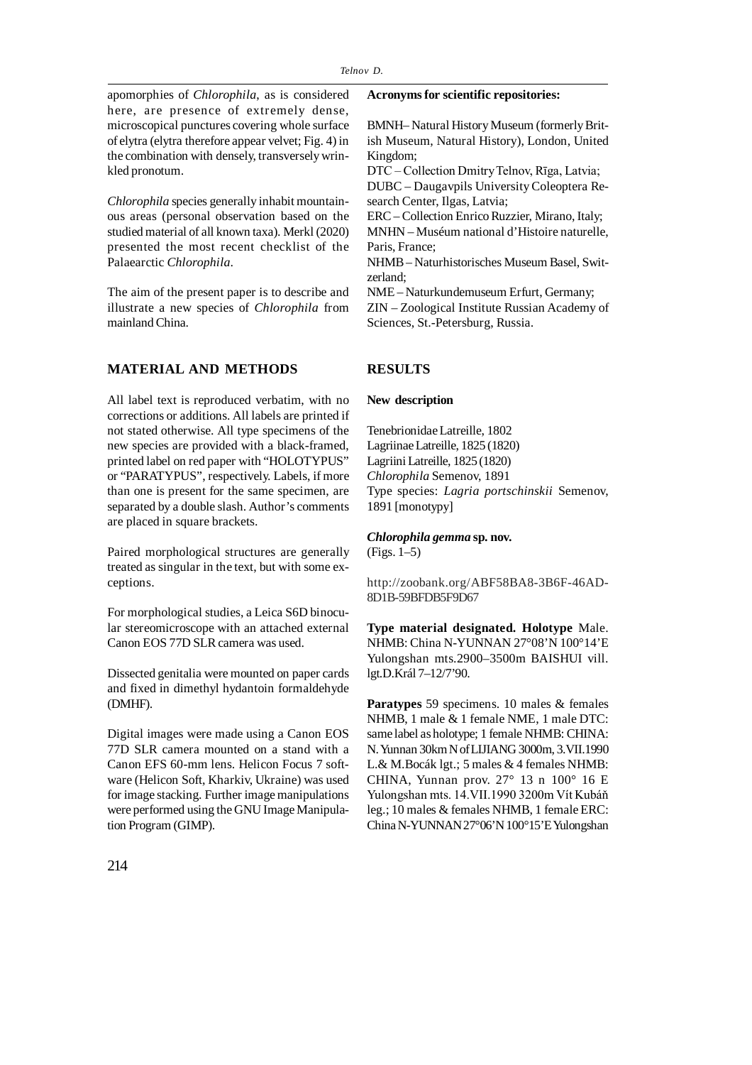apomorphies of *Chlorophila*, as is considered here, are presence of extremely dense, microscopical punctures covering whole surface of elytra (elytra therefore appear velvet; Fig. 4) in the combination with densely, transversely wrinkled pronotum.

*Chlorophila* species generally inhabit mountainous areas (personal observation based on the studied material of all known taxa). Merkl (2020) presented the most recent checklist of the Palaearctic *Chlorophila*.

The aim of the present paper is to describe and illustrate a new species of *Chlorophila* from mainland China.

**Acronyms for scientific repositories:**

BMNH– Natural History Museum (formerly British Museum, Natural History), London, United Kingdom;
DTC – Collection Dmitry Telnov, Rīga, Latvia;
DUBC – Daugavpils University Coleoptera Research Center, Ilgas, Latvia;
ERC – Collection Enrico Ruzzier, Mirano, Italy;
MNHN – Muséum national d'Histoire naturelle, Paris, France;
NHMB – Naturhistorisches Museum Basel, Switzerland;
NME – Naturkundemuseum Erfurt, Germany;
ZIN – Zoological Institute Russian Academy of Sciences, St.-Petersburg, Russia.

## MATERIAL AND METHODS

All label text is reproduced verbatim, with no corrections or additions. All labels are printed if not stated otherwise. All type specimens of the new species are provided with a black-framed, printed label on red paper with "HOLOTYPUS" or "PARATYPUS", respectively. Labels, if more than one is present for the same specimen, are separated by a double slash. Author's comments are placed in square brackets.

Paired morphological structures are generally treated as singular in the text, but with some exceptions.

For morphological studies, a Leica S6D binocular stereomicroscope with an attached external Canon EOS 77D SLR camera was used.

Dissected genitalia were mounted on paper cards and fixed in dimethyl hydantoin formaldehyde (DMHF).

Digital images were made using a Canon EOS 77D SLR camera mounted on a stand with a Canon EFS 60-mm lens. Helicon Focus 7 software (Helicon Soft, Kharkiv, Ukraine) was used for image stacking. Further image manipulations were performed using the GNU Image Manipulation Program (GIMP).

## RESULTS

### New description

Tenebrionidae Latreille, 1802
Lagriinae Latreille, 1825 (1820)
Lagriini Latreille, 1825 (1820)
*Chlorophila* Semenov, 1891
Type species: *Lagria portschinskii* Semenov, 1891 [monotypy]

***Chlorophila gemma* sp. nov.**
(Figs. 1–5)

http://zoobank.org/ABF58BA8-3B6F-46AD-8D1B-59BFDB5F9D67

**Type material designated. Holotype** Male. NHMB: China N-YUNNAN 27°08'N 100°14'E Yulongshan mts.2900–3500m BAISHUI vill. lgt.D.Král 7–12/7'90.

**Paratypes** 59 specimens. 10 males & females NHMB, 1 male & 1 female NME, 1 male DTC: same label as holotype; 1 female NHMB: CHINA: N. Yunnan 30km N of LIJIANG 3000m, 3.VII.1990 L.& M.Bocák lgt.; 5 males & 4 females NHMB: CHINA, Yunnan prov. 27° 13 n 100° 16 E Yulongshan mts. 14.VII.1990 3200m Vít Kubáň leg.; 10 males & females NHMB, 1 female ERC: China N-YUNNAN 27°06'N 100°15'E Yulongshan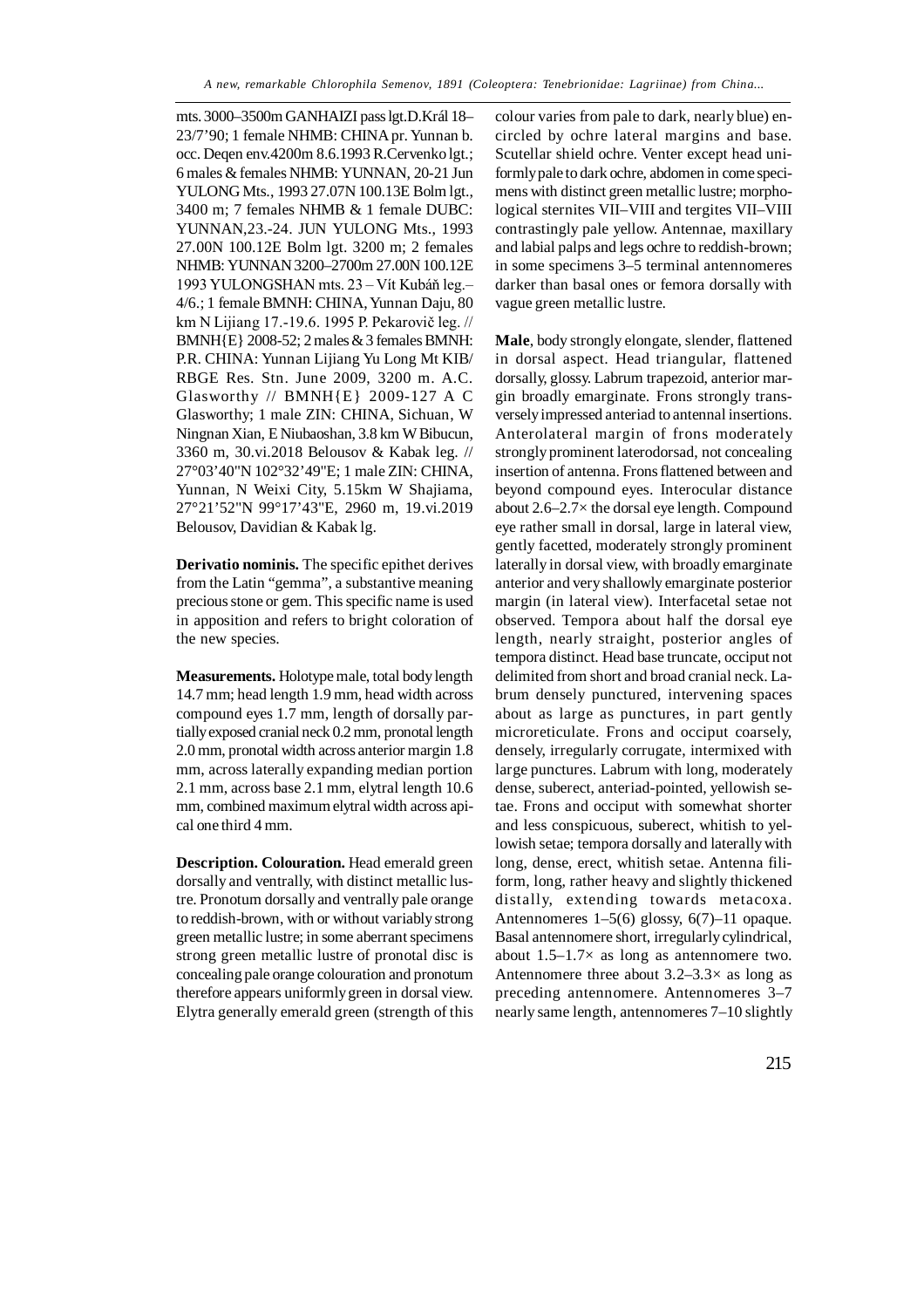mts. 3000–3500m GANHAIZI pass lgt.D.Král 18–23/7'90; 1 female NHMB: CHINA pr. Yunnan b. occ. Deqen env.4200m 8.6.1993 R.Cervenko lgt.; 6 males & females NHMB: YUNNAN, 20-21 Jun YULONG Mts., 1993 27.07N 100.13E Bolm lgt., 3400 m; 7 females NHMB & 1 female DUBC: YUNNAN,23.-24. JUN YULONG Mts., 1993 27.00N 100.12E Bolm lgt. 3200 m; 2 females NHMB: YUNNAN 3200–2700m 27.00N 100.12E 1993 YULONGSHAN mts. 23 – Vít Kubáň leg.–4/6.; 1 female BMNH: CHINA, Yunnan Daju, 80 km N Lijiang 17.-19.6. 1995 P. Pekarovič leg. // BMNH{E} 2008-52; 2 males & 3 females BMNH: P.R. CHINA: Yunnan Lijiang Yu Long Mt KIB/ RBGE Res. Stn. June 2009, 3200 m. A.C. Glasworthy // BMNH{E} 2009-127 A C Glasworthy; 1 male ZIN: CHINA, Sichuan, W Ningnan Xian, E Niubaoshan, 3.8 km W Bibucun, 3360 m, 30.vi.2018 Belousov & Kabak leg. // 27°03'40"N 102°32'49"E; 1 male ZIN: CHINA, Yunnan, N Weixi City, 5.15km W Shajiama, 27°21'52"N 99°17'43"E, 2960 m, 19.vi.2019 Belousov, Davidian & Kabak lg.

**Derivatio nominis.** The specific epithet derives from the Latin "gemma", a substantive meaning precious stone or gem. This specific name is used in apposition and refers to bright coloration of the new species.

**Measurements.** Holotype male, total body length 14.7 mm; head length 1.9 mm, head width across compound eyes 1.7 mm, length of dorsally partially exposed cranial neck 0.2 mm, pronotal length 2.0 mm, pronotal width across anterior margin 1.8 mm, across laterally expanding median portion 2.1 mm, across base 2.1 mm, elytral length 10.6 mm, combined maximum elytral width across apical one third 4 mm.

**Description. Colouration.** Head emerald green dorsally and ventrally, with distinct metallic lustre. Pronotum dorsally and ventrally pale orange to reddish-brown, with or without variably strong green metallic lustre; in some aberrant specimens strong green metallic lustre of pronotal disc is concealing pale orange colouration and pronotum therefore appears uniformly green in dorsal view. Elytra generally emerald green (strength of this colour varies from pale to dark, nearly blue) encircled by ochre lateral margins and base. Scutellar shield ochre. Venter except head uniformly pale to dark ochre, abdomen in come specimens with distinct green metallic lustre; morphological sternites VII–VIII and tergites VII–VIII contrastingly pale yellow. Antennae, maxillary and labial palps and legs ochre to reddish-brown; in some specimens 3–5 terminal antennomeres darker than basal ones or femora dorsally with vague green metallic lustre.

**Male**, body strongly elongate, slender, flattened in dorsal aspect. Head triangular, flattened dorsally, glossy. Labrum trapezoid, anterior margin broadly emarginate. Frons strongly transversely impressed anteriad to antennal insertions. Anterolateral margin of frons moderately strongly prominent laterodorsad, not concealing insertion of antenna. Frons flattened between and beyond compound eyes. Interocular distance about 2.6–2.7× the dorsal eye length. Compound eye rather small in dorsal, large in lateral view, gently facetted, moderately strongly prominent laterally in dorsal view, with broadly emarginate anterior and very shallowly emarginate posterior margin (in lateral view). Interfacetal setae not observed. Tempora about half the dorsal eye length, nearly straight, posterior angles of tempora distinct. Head base truncate, occiput not delimited from short and broad cranial neck. Labrum densely punctured, intervening spaces about as large as punctures, in part gently microreticulate. Frons and occiput coarsely, densely, irregularly corrugate, intermixed with large punctures. Labrum with long, moderately dense, suberect, anteriad-pointed, yellowish setae. Frons and occiput with somewhat shorter and less conspicuous, suberect, whitish to yellowish setae; tempora dorsally and laterally with long, dense, erect, whitish setae. Antenna filiform, long, rather heavy and slightly thickened distally, extending towards metacoxa. Antennomeres 1–5(6) glossy, 6(7)–11 opaque. Basal antennomere short, irregularly cylindrical, about 1.5–1.7× as long as antennomere two. Antennomere three about 3.2–3.3× as long as preceding antennomere. Antennomeres 3–7 nearly same length, antennomeres 7–10 slightly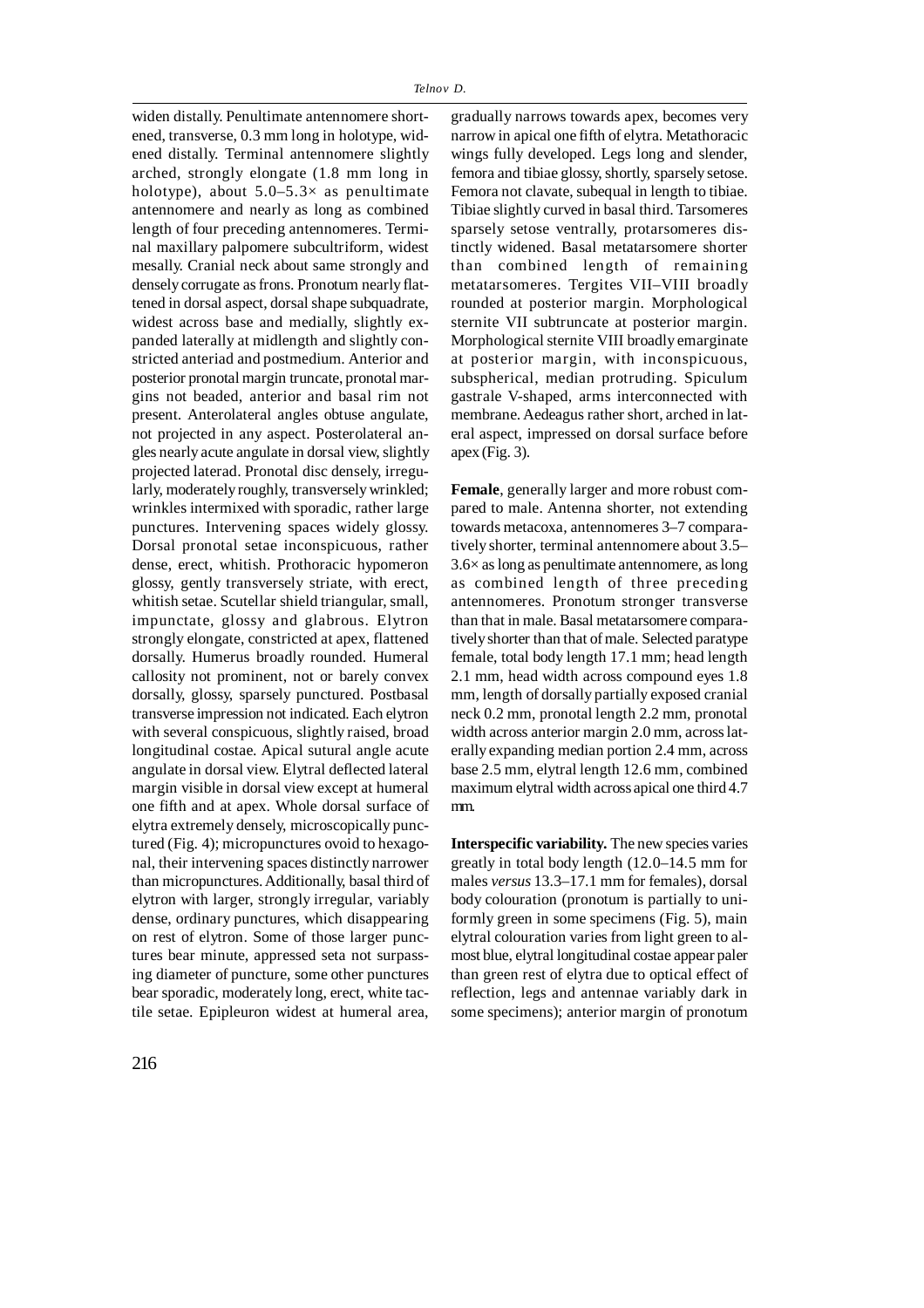widen distally. Penultimate antennomere shortened, transverse, 0.3 mm long in holotype, widened distally. Terminal antennomere slightly arched, strongly elongate (1.8 mm long in holotype), about 5.0–5.3× as penultimate antennomere and nearly as long as combined length of four preceding antennomeres. Terminal maxillary palpomere subcultriform, widest mesally. Cranial neck about same strongly and densely corrugate as frons. Pronotum nearly flattened in dorsal aspect, dorsal shape subquadrate, widest across base and medially, slightly expanded laterally at midlength and slightly constricted anteriad and postmedium. Anterior and posterior pronotal margin truncate, pronotal margins not beaded, anterior and basal rim not present. Anterolateral angles obtuse angulate, not projected in any aspect. Posterolateral angles nearly acute angulate in dorsal view, slightly projected laterad. Pronotal disc densely, irregularly, moderately roughly, transversely wrinkled; wrinkles intermixed with sporadic, rather large punctures. Intervening spaces widely glossy. Dorsal pronotal setae inconspicuous, rather dense, erect, whitish. Prothoracic hypomeron glossy, gently transversely striate, with erect, whitish setae. Scutellar shield triangular, small, impunctate, glossy and glabrous. Elytron strongly elongate, constricted at apex, flattened dorsally. Humerus broadly rounded. Humeral callosity not prominent, not or barely convex dorsally, glossy, sparsely punctured. Postbasal transverse impression not indicated. Each elytron with several conspicuous, slightly raised, broad longitudinal costae. Apical sutural angle acute angulate in dorsal view. Elytral deflected lateral margin visible in dorsal view except at humeral one fifth and at apex. Whole dorsal surface of elytra extremely densely, microscopically punctured (Fig. 4); micropunctures ovoid to hexagonal, their intervening spaces distinctly narrower than micropunctures. Additionally, basal third of elytron with larger, strongly irregular, variably dense, ordinary punctures, which disappearing on rest of elytron. Some of those larger punctures bear minute, appressed seta not surpassing diameter of puncture, some other punctures bear sporadic, moderately long, erect, white tactile setae. Epipleuron widest at humeral area, gradually narrows towards apex, becomes very narrow in apical one fifth of elytra. Metathoracic wings fully developed. Legs long and slender, femora and tibiae glossy, shortly, sparsely setose. Femora not clavate, subequal in length to tibiae. Tibiae slightly curved in basal third. Tarsomeres sparsely setose ventrally, protarsomeres distinctly widened. Basal metatarsomere shorter than combined length of remaining metatarsomeres. Tergites VII–VIII broadly rounded at posterior margin. Morphological sternite VII subtruncate at posterior margin. Morphological sternite VIII broadly emarginate at posterior margin, with inconspicuous, subspherical, median protruding. Spiculum gastrale V-shaped, arms interconnected with membrane. Aedeagus rather short, arched in lateral aspect, impressed on dorsal surface before apex (Fig. 3).

**Female**, generally larger and more robust compared to male. Antenna shorter, not extending towards metacoxa, antennomeres 3–7 comparatively shorter, terminal antennomere about 3.5–3.6× as long as penultimate antennomere, as long as combined length of three preceding antennomeres. Pronotum stronger transverse than that in male. Basal metatarsomere comparatively shorter than that of male. Selected paratype female, total body length 17.1 mm; head length 2.1 mm, head width across compound eyes 1.8 mm, length of dorsally partially exposed cranial neck 0.2 mm, pronotal length 2.2 mm, pronotal width across anterior margin 2.0 mm, across laterally expanding median portion 2.4 mm, across base 2.5 mm, elytral length 12.6 mm, combined maximum elytral width across apical one third 4.7 mm.

**Interspecific variability.** The new species varies greatly in total body length (12.0–14.5 mm for males *versus* 13.3–17.1 mm for females), dorsal body colouration (pronotum is partially to uniformly green in some specimens (Fig. 5), main elytral colouration varies from light green to almost blue, elytral longitudinal costae appear paler than green rest of elytra due to optical effect of reflection, legs and antennae variably dark in some specimens); anterior margin of pronotum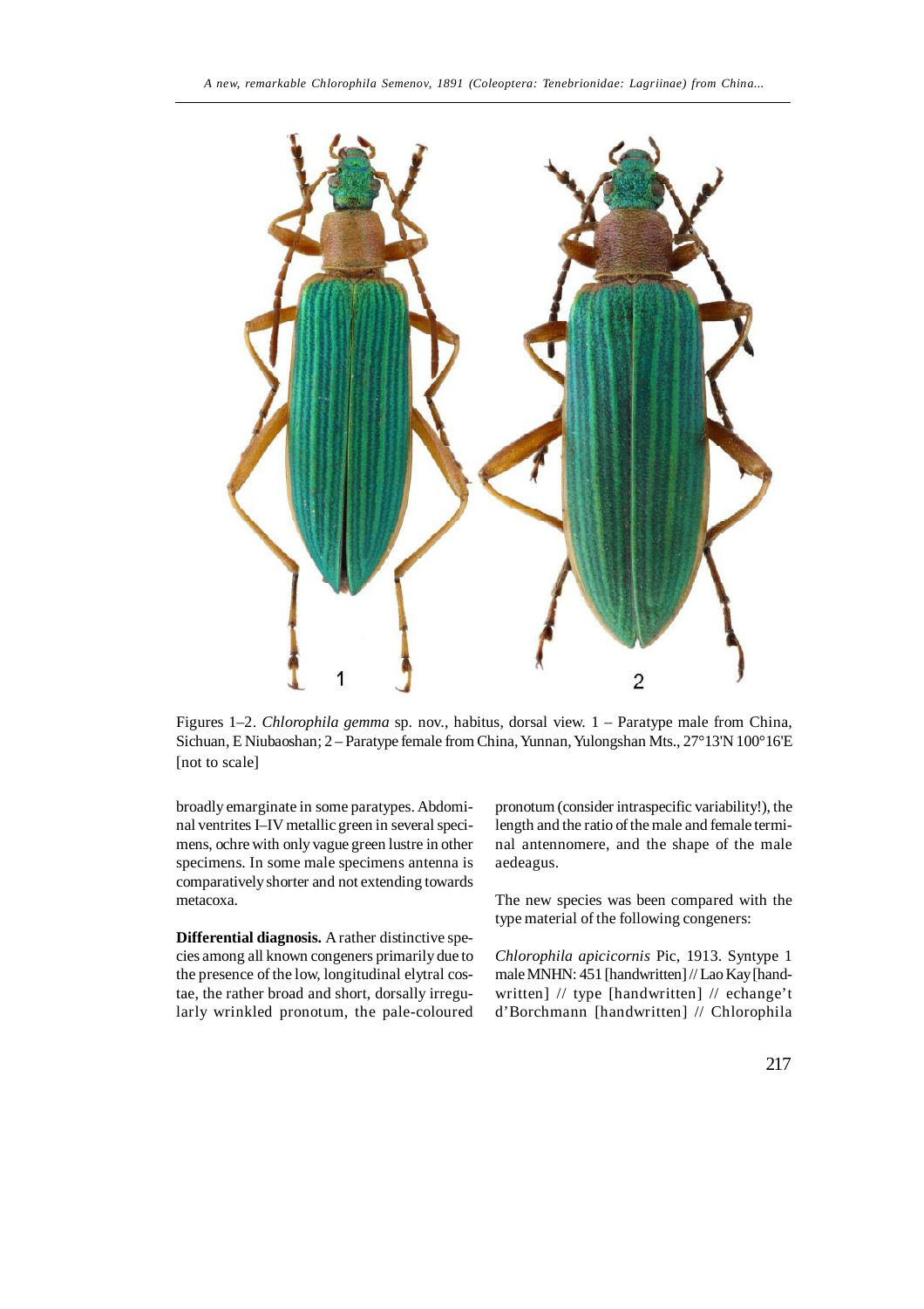Figures 1–2. *Chlorophila gemma* sp. nov., habitus, dorsal view. 1 – Paratype male from China, Sichuan, E Niubaoshan; 2 – Paratype female from China, Yunnan, Yulongshan Mts., 27°13'N 100°16'E [not to scale]

broadly emarginate in some paratypes. Abdominal ventrites I–IV metallic green in several specimens, ochre with only vague green lustre in other specimens. In some male specimens antenna is comparatively shorter and not extending towards metacoxa.

**Differential diagnosis.** A rather distinctive species among all known congeners primarily due to the presence of the low, longitudinal elytral costae, the rather broad and short, dorsally irregularly wrinkled pronotum, the pale-coloured pronotum (consider intraspecific variability!), the length and the ratio of the male and female terminal antennomere, and the shape of the male aedeagus.

The new species was been compared with the type material of the following congeners:

*Chlorophila apicicornis* Pic, 1913. Syntype 1 male MNHN: 451 [handwritten] // Lao Kay [handwritten] // type [handwritten] // echange't d'Borchmann [handwritten] // Chlorophila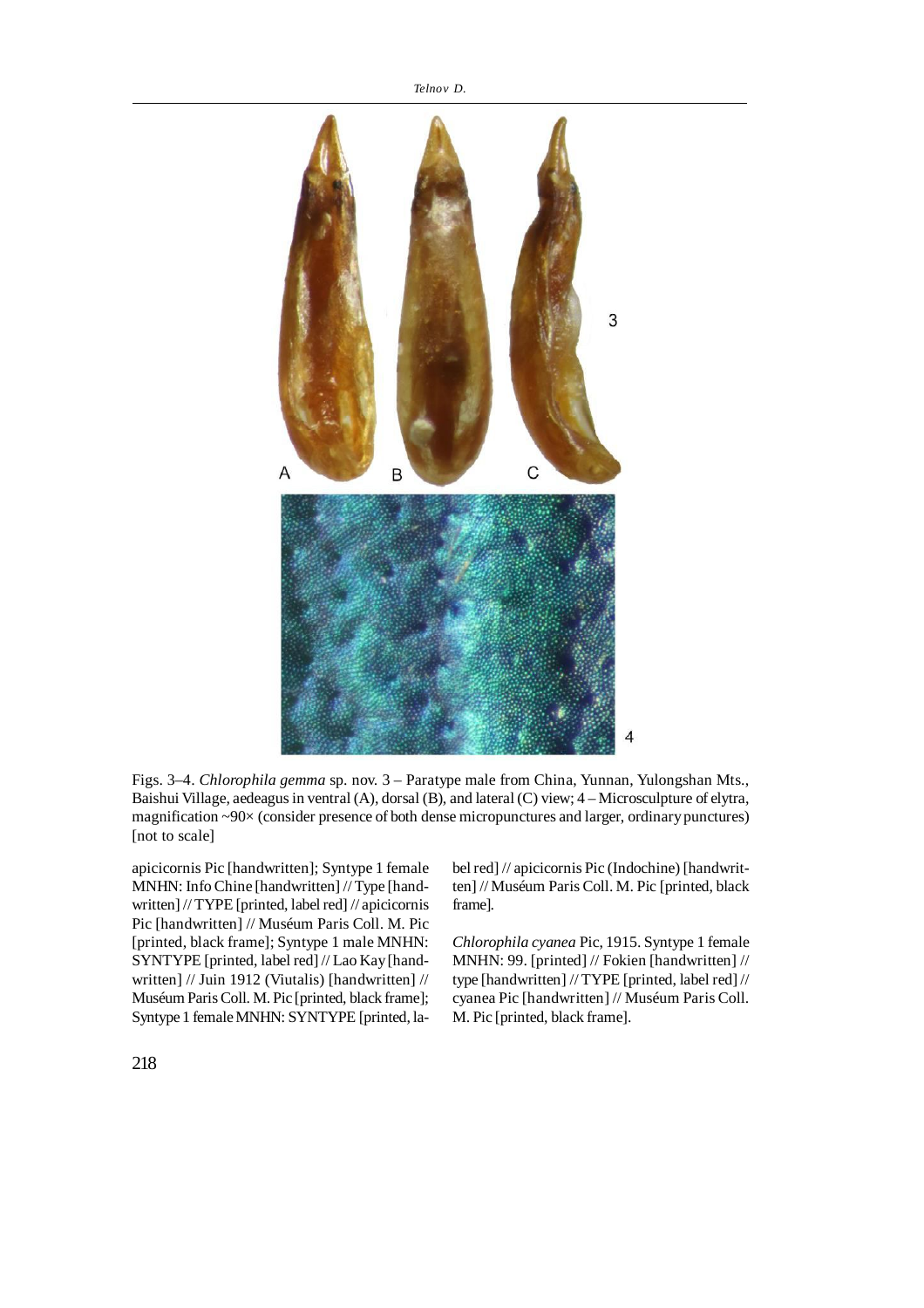Figs. 3–4. *Chlorophila gemma* sp. nov. 3 – Paratype male from China, Yunnan, Yulongshan Mts., Baishui Village, aedeagus in ventral (A), dorsal (B), and lateral (C) view; 4 – Microsculpture of elytra, magnification ~90× (consider presence of both dense micropunctures and larger, ordinary punctures) [not to scale]

apicicornis Pic [handwritten]; Syntype 1 female MNHN: Info Chine [handwritten] // Type [handwritten] // TYPE [printed, label red] // apicicornis Pic [handwritten] // Muséum Paris Coll. M. Pic [printed, black frame]; Syntype 1 male MNHN: SYNTYPE [printed, label red] // Lao Kay [handwritten] // Juin 1912 (Viutalis) [handwritten] // Muséum Paris Coll. M. Pic [printed, black frame]; Syntype 1 female MNHN: SYNTYPE [printed, label red] // apicicornis Pic (Indochine) [handwritten] // Muséum Paris Coll. M. Pic [printed, black frame].

*Chlorophila cyanea* Pic, 1915. Syntype 1 female MNHN: 99. [printed] // Fokien [handwritten] // type [handwritten] // TYPE [printed, label red] // cyanea Pic [handwritten] // Muséum Paris Coll. M. Pic [printed, black frame].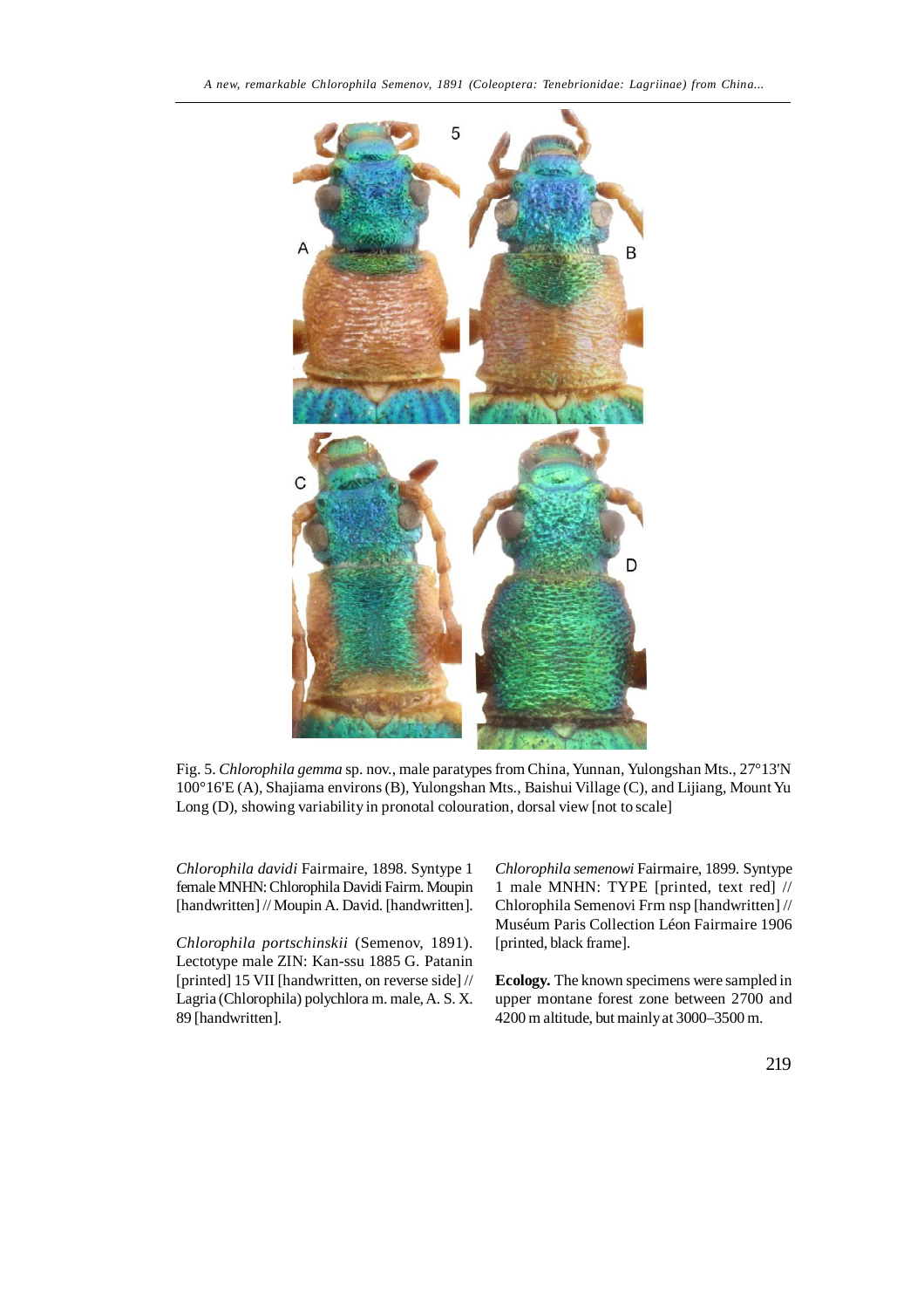Fig. 5. *Chlorophila gemma* sp. nov., male paratypes from China, Yunnan, Yulongshan Mts., 27°13'N 100°16'E (A), Shajiama environs (B), Yulongshan Mts., Baishui Village (C), and Lijiang, Mount Yu Long (D), showing variability in pronotal colouration, dorsal view [not to scale]

*Chlorophila davidi* Fairmaire, 1898. Syntype 1 female MNHN: Chlorophila Davidi Fairm. Moupin [handwritten] // Moupin A. David. [handwritten].

*Chlorophila portschinskii* (Semenov, 1891). Lectotype male ZIN: Kan-ssu 1885 G. Patanin [printed] 15 VII [handwritten, on reverse side] // Lagria (Chlorophila) polychlora m. male, A. S. X. 89 [handwritten].

*Chlorophila semenowi* Fairmaire, 1899. Syntype 1 male MNHN: TYPE [printed, text red] // Chlorophila Semenovi Frm nsp [handwritten] // Muséum Paris Collection Léon Fairmaire 1906 [printed, black frame].

**Ecology.** The known specimens were sampled in upper montane forest zone between 2700 and 4200 m altitude, but mainly at 3000–3500 m.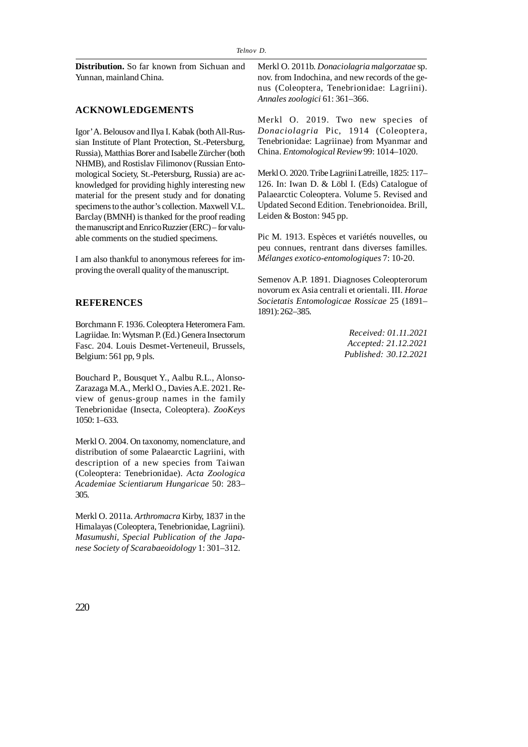**Distribution.** So far known from Sichuan and Yunnan, mainland China.

## ACKNOWLEDGEMENTS

Igor' A. Belousov and Ilya I. Kabak (both All-Russian Institute of Plant Protection, St.-Petersburg, Russia), Matthias Borer and Isabelle Zürcher (both NHMB), and Rostislav Filimonov (Russian Entomological Society, St.-Petersburg, Russia) are acknowledged for providing highly interesting new material for the present study and for donating specimens to the author's collection. Maxwell V.L. Barclay (BMNH) is thanked for the proof reading the manuscript and Enrico Ruzzier (ERC) – for valuable comments on the studied specimens.

I am also thankful to anonymous referees for improving the overall quality of the manuscript.

## REFERENCES

Borchmann F. 1936. Coleoptera Heteromera Fam. Lagriidae. In: Wytsman P. (Ed.) Genera Insectorum Fasc. 204. Louis Desmet-Verteneuil, Brussels, Belgium: 561 pp, 9 pls.

Bouchard P., Bousquet Y., Aalbu R.L., Alonso-Zarazaga M.A., Merkl O., Davies A.E. 2021. Review of genus-group names in the family Tenebrionidae (Insecta, Coleoptera). *ZooKeys* 1050: 1–633.

Merkl O. 2004. On taxonomy, nomenclature, and distribution of some Palaearctic Lagriini, with description of a new species from Taiwan (Coleoptera: Tenebrionidae). *Acta Zoologica Academiae Scientiarum Hungaricae* 50: 283–305.

Merkl O. 2011a. *Arthromacra* Kirby, 1837 in the Himalayas (Coleoptera, Tenebrionidae, Lagriini). *Masumushi, Special Publication of the Japanese Society of Scarabaeoidology* 1: 301–312.

Merkl O. 2011b. *Donaciolagria malgorzatae* sp. nov. from Indochina, and new records of the genus (Coleoptera, Tenebrionidae: Lagriini). *Annales zoologici* 61: 361–366.

Merkl O. 2019. Two new species of *Donaciolagria* Pic, 1914 (Coleoptera, Tenebrionidae: Lagriinae) from Myanmar and China. *Entomological Review* 99: 1014–1020.

Merkl O. 2020. Tribe Lagriini Latreille, 1825: 117–126. In: Iwan D. & Löbl I. (Eds) Catalogue of Palaearctic Coleoptera. Volume 5. Revised and Updated Second Edition. Tenebrionoidea. Brill, Leiden & Boston: 945 pp.

Pic M. 1913. Espèces et variétés nouvelles, ou peu connues, rentrant dans diverses familles. *Mélanges exotico-entomologiques* 7: 10-20.

Semenov A.P. 1891. Diagnoses Coleopterorum novorum ex Asia centrali et orientali. III. *Horae Societatis Entomologicae Rossicae* 25 (1891–1891): 262–385.

*Received: 01.11.2021*
*Accepted: 21.12.2021*
*Published: 30.12.2021*